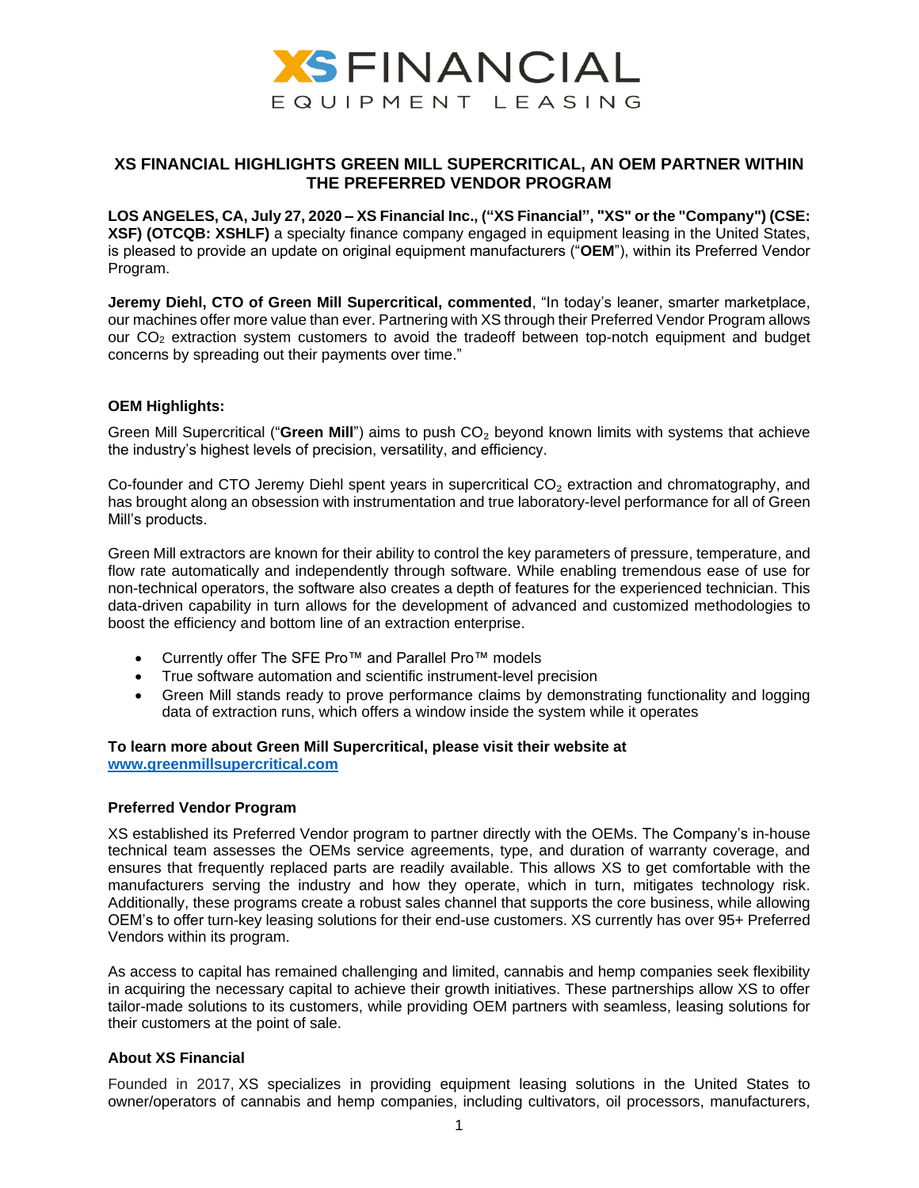XS FINANCIAL

EQUIPMENT LEASING

# XS FINANCIAL HIGHLIGHTS GREEN MILL SUPERCRITICAL, AN OEM PARTNER WITHIN THE PREFERRED VENDOR PROGRAM

**LOS ANGELES, CA, July 27, 2020 – XS Financial Inc., ("XS Financial", "XS" or the "Company") (CSE: XSF) (OTCQB: XSHLF)** a specialty finance company engaged in equipment leasing in the United States, is pleased to provide an update on original equipment manufacturers ("**OEM**"), within its Preferred Vendor Program.

**Jeremy Diehl, CTO of Green Mill Supercritical, commented**, "In today's leaner, smarter marketplace, our machines offer more value than ever. Partnering with XS through their Preferred Vendor Program allows our $CO_2$ extraction system customers to avoid the tradeoff between top-notch equipment and budget concerns by spreading out their payments over time."

**OEM Highlights:**

Green Mill Supercritical ("**Green Mill**") aims to push $CO_2$ beyond known limits with systems that achieve the industry's highest levels of precision, versatility, and efficiency.

Co-founder and CTO Jeremy Diehl spent years in supercritical $CO_2$ extraction and chromatography, and has brought along an obsession with instrumentation and true laboratory-level performance for all of Green Mill's products.

Green Mill extractors are known for their ability to control the key parameters of pressure, temperature, and flow rate automatically and independently through software. While enabling tremendous ease of use for non-technical operators, the software also creates a depth of features for the experienced technician. This data-driven capability in turn allows for the development of advanced and customized methodologies to boost the efficiency and bottom line of an extraction enterprise.

- Currently offer The SFE Pro™ and Parallel Pro™ models
- True software automation and scientific instrument-level precision
- Green Mill stands ready to prove performance claims by demonstrating functionality and logging data of extraction runs, which offers a window inside the system while it operates

**To learn more about Green Mill Supercritical, please visit their website at [www.greenmillsupercritical.com](http://www.greenmillsupercritical.com)**

**Preferred Vendor Program**

XS established its Preferred Vendor program to partner directly with the OEMs. The Company's in-house technical team assesses the OEMs service agreements, type, and duration of warranty coverage, and ensures that frequently replaced parts are readily available. This allows XS to get comfortable with the manufacturers serving the industry and how they operate, which in turn, mitigates technology risk. Additionally, these programs create a robust sales channel that supports the core business, while allowing OEM's to offer turn-key leasing solutions for their end-use customers. XS currently has over 95+ Preferred Vendors within its program.

As access to capital has remained challenging and limited, cannabis and hemp companies seek flexibility in acquiring the necessary capital to achieve their growth initiatives. These partnerships allow XS to offer tailor-made solutions to its customers, while providing OEM partners with seamless, leasing solutions for their customers at the point of sale.

**About XS Financial**

Founded in 2017, XS specializes in providing equipment leasing solutions in the United States to owner/operators of cannabis and hemp companies, including cultivators, oil processors, manufacturers,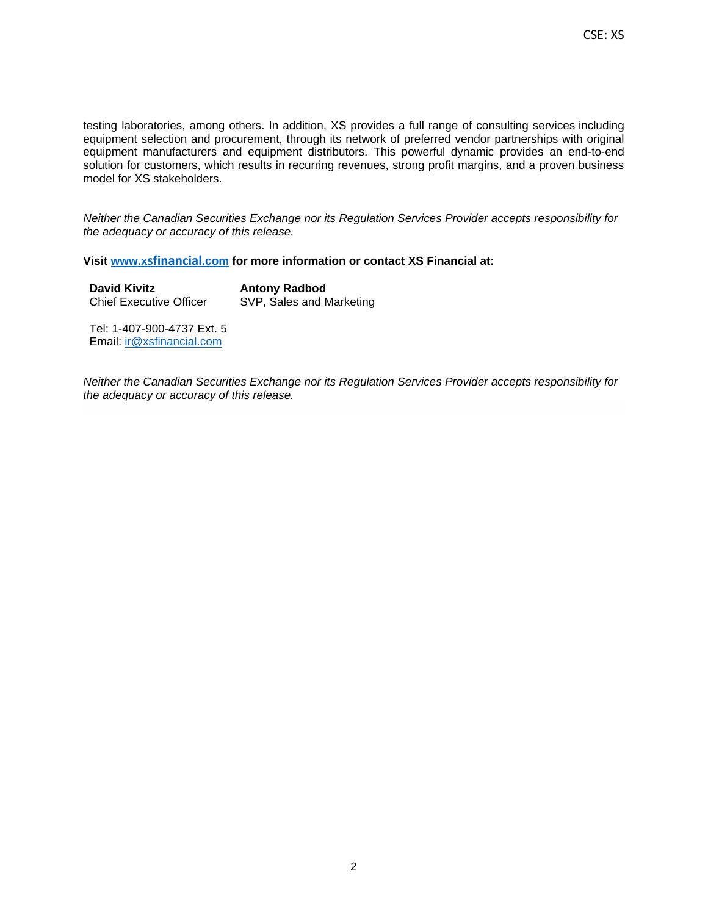testing laboratories, among others. In addition, XS provides a full range of consulting services including equipment selection and procurement, through its network of preferred vendor partnerships with original equipment manufacturers and equipment distributors. This powerful dynamic provides an end-to-end solution for customers, which results in recurring revenues, strong profit margins, and a proven business model for XS stakeholders.

*Neither the Canadian Securities Exchange nor its Regulation Services Provider accepts responsibility for the adequacy or accuracy of this release.*

**Visit [www.xsfinancial.com](http://www.xsfinancial.com) for more information or contact XS Financial at:**

| | |
|---|---|
| **David Kivitz** | **Antony Radbod** |
| Chief Executive Officer | SVP, Sales and Marketing |

Tel: 1-407-900-4737 Ext. 5
Email: ir@xsfinancial.com

*Neither the Canadian Securities Exchange nor its Regulation Services Provider accepts responsibility for the adequacy or accuracy of this release.*